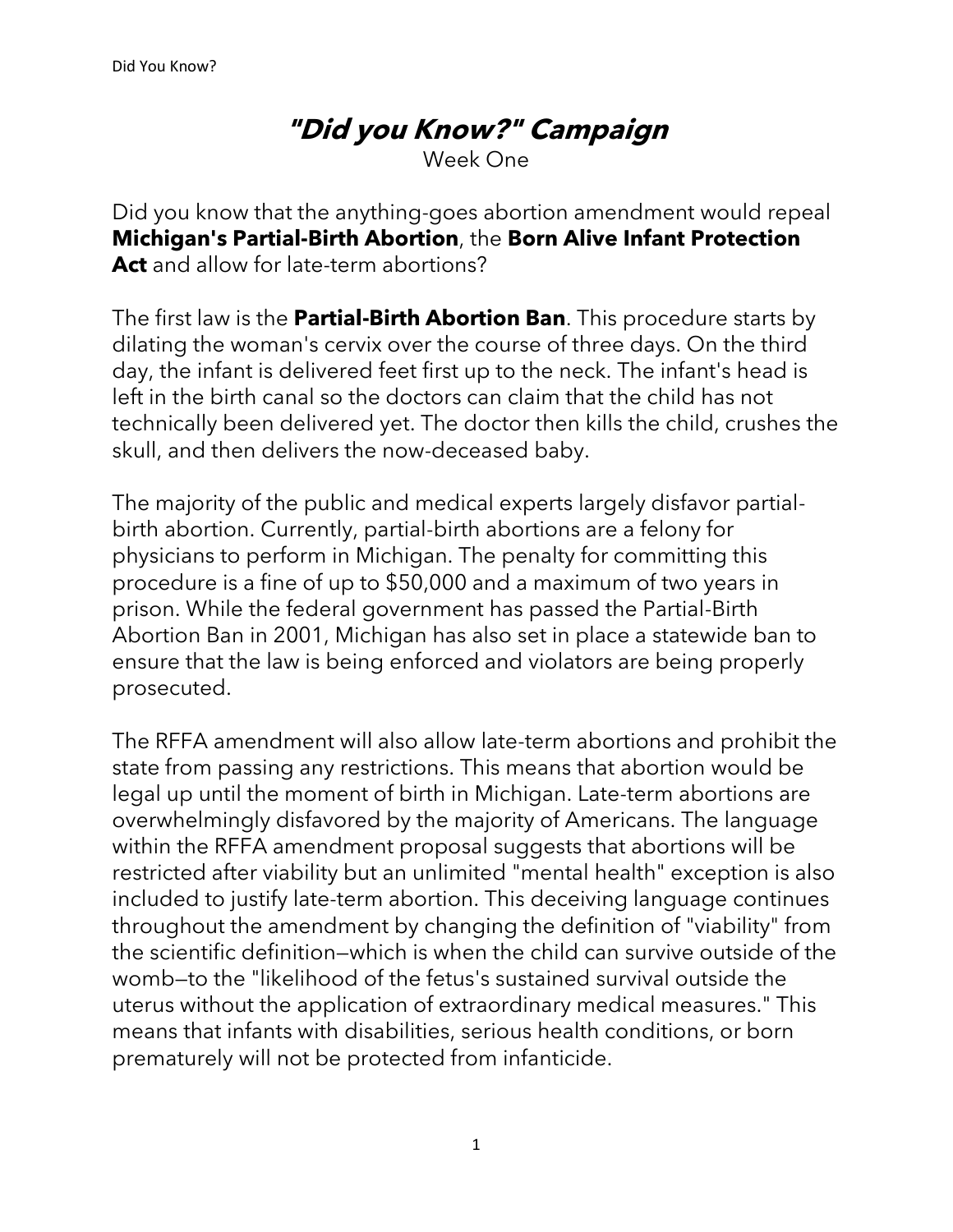# *"Did you Know?" Campaign*

Week One

Did you know that the anything-goes abortion amendment would repeal **Michigan's Partial-Birth Abortion**, the **Born Alive Infant Protection Act** and allow for late-term abortions?

The first law is the **Partial-Birth Abortion Ban**. This procedure starts by dilating the woman's cervix over the course of three days. On the third day, the infant is delivered feet first up to the neck. The infant's head is left in the birth canal so the doctors can claim that the child has not technically been delivered yet. The doctor then kills the child, crushes the skull, and then delivers the now-deceased baby.

The majority of the public and medical experts largely disfavor partial-birth abortion. Currently, partial-birth abortions are a felony for physicians to perform in Michigan. The penalty for committing this procedure is a fine of up to $50,000 and a maximum of two years in prison. While the federal government has passed the Partial-Birth Abortion Ban in 2001, Michigan has also set in place a statewide ban to ensure that the law is being enforced and violators are being properly prosecuted.

The RFFA amendment will also allow late-term abortions and prohibit the state from passing any restrictions. This means that abortion would be legal up until the moment of birth in Michigan. Late-term abortions are overwhelmingly disfavored by the majority of Americans. The language within the RFFA amendment proposal suggests that abortions will be restricted after viability but an unlimited "mental health" exception is also included to justify late-term abortion. This deceiving language continues throughout the amendment by changing the definition of "viability" from the scientific definition—which is when the child can survive outside of the womb—to the "likelihood of the fetus's sustained survival outside the uterus without the application of extraordinary medical measures." This means that infants with disabilities, serious health conditions, or born prematurely will not be protected from infanticide.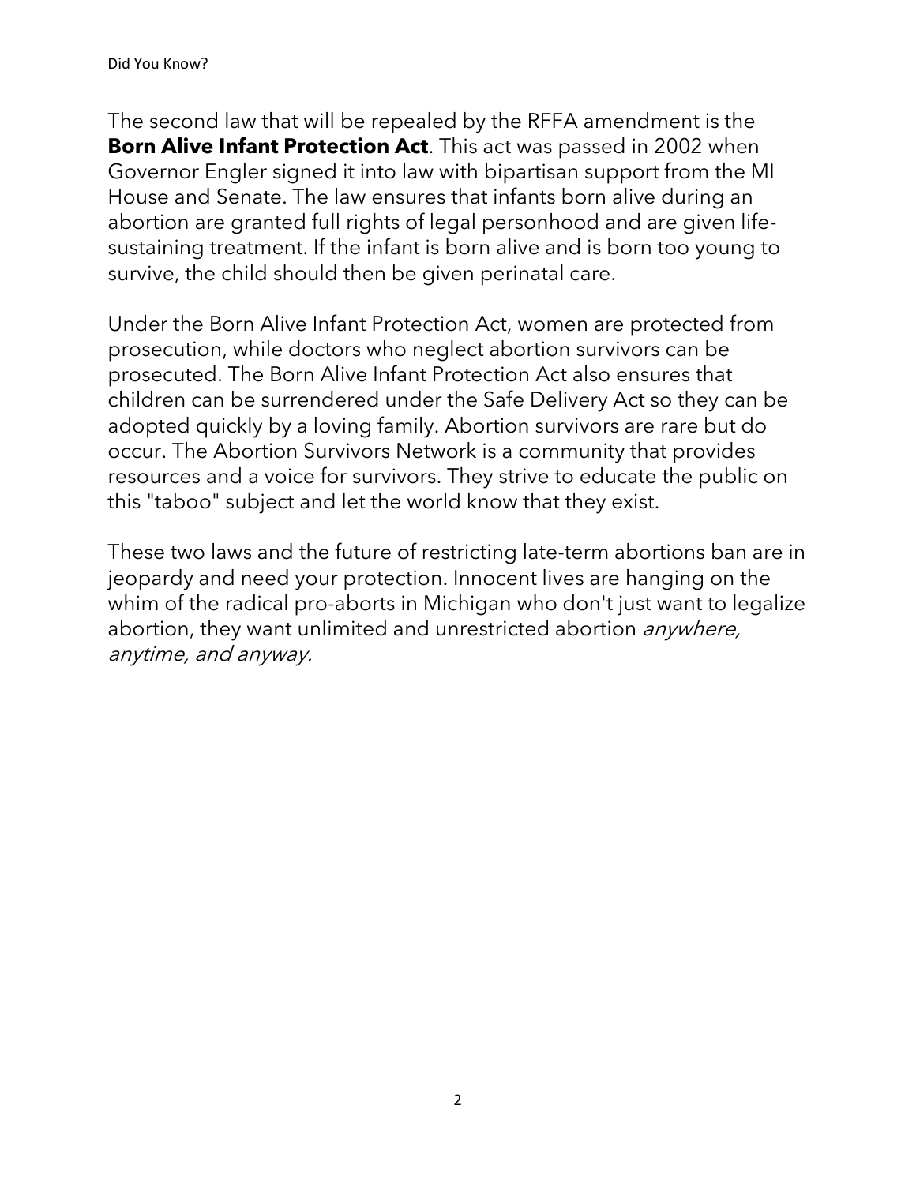The second law that will be repealed by the RFFA amendment is the **Born Alive Infant Protection Act**. This act was passed in 2002 when Governor Engler signed it into law with bipartisan support from the MI House and Senate. The law ensures that infants born alive during an abortion are granted full rights of legal personhood and are given life-sustaining treatment. If the infant is born alive and is born too young to survive, the child should then be given perinatal care.

Under the Born Alive Infant Protection Act, women are protected from prosecution, while doctors who neglect abortion survivors can be prosecuted. The Born Alive Infant Protection Act also ensures that children can be surrendered under the Safe Delivery Act so they can be adopted quickly by a loving family. Abortion survivors are rare but do occur. The Abortion Survivors Network is a community that provides resources and a voice for survivors. They strive to educate the public on this "taboo" subject and let the world know that they exist.

These two laws and the future of restricting late-term abortions ban are in jeopardy and need your protection. Innocent lives are hanging on the whim of the radical pro-aborts in Michigan who don't just want to legalize abortion, they want unlimited and unrestricted abortion *anywhere, anytime, and anyway.*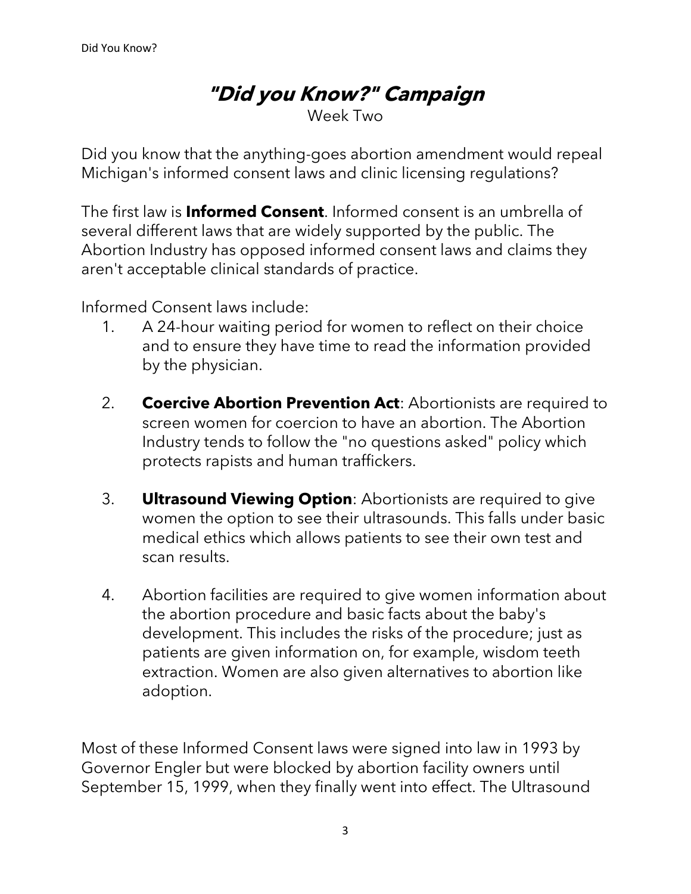# ***"Did you Know?" Campaign***

Week Two

Did you know that the anything-goes abortion amendment would repeal Michigan's informed consent laws and clinic licensing regulations?

The first law is **Informed Consent**. Informed consent is an umbrella of several different laws that are widely supported by the public. The Abortion Industry has opposed informed consent laws and claims they aren't acceptable clinical standards of practice.

Informed Consent laws include:

1. A 24-hour waiting period for women to reflect on their choice and to ensure they have time to read the information provided by the physician.

2. **Coercive Abortion Prevention Act**: Abortionists are required to screen women for coercion to have an abortion. The Abortion Industry tends to follow the "no questions asked" policy which protects rapists and human traffickers.

3. **Ultrasound Viewing Option**: Abortionists are required to give women the option to see their ultrasounds. This falls under basic medical ethics which allows patients to see their own test and scan results.

4. Abortion facilities are required to give women information about the abortion procedure and basic facts about the baby's development. This includes the risks of the procedure; just as patients are given information on, for example, wisdom teeth extraction. Women are also given alternatives to abortion like adoption.

Most of these Informed Consent laws were signed into law in 1993 by Governor Engler but were blocked by abortion facility owners until September 15, 1999, when they finally went into effect. The Ultrasound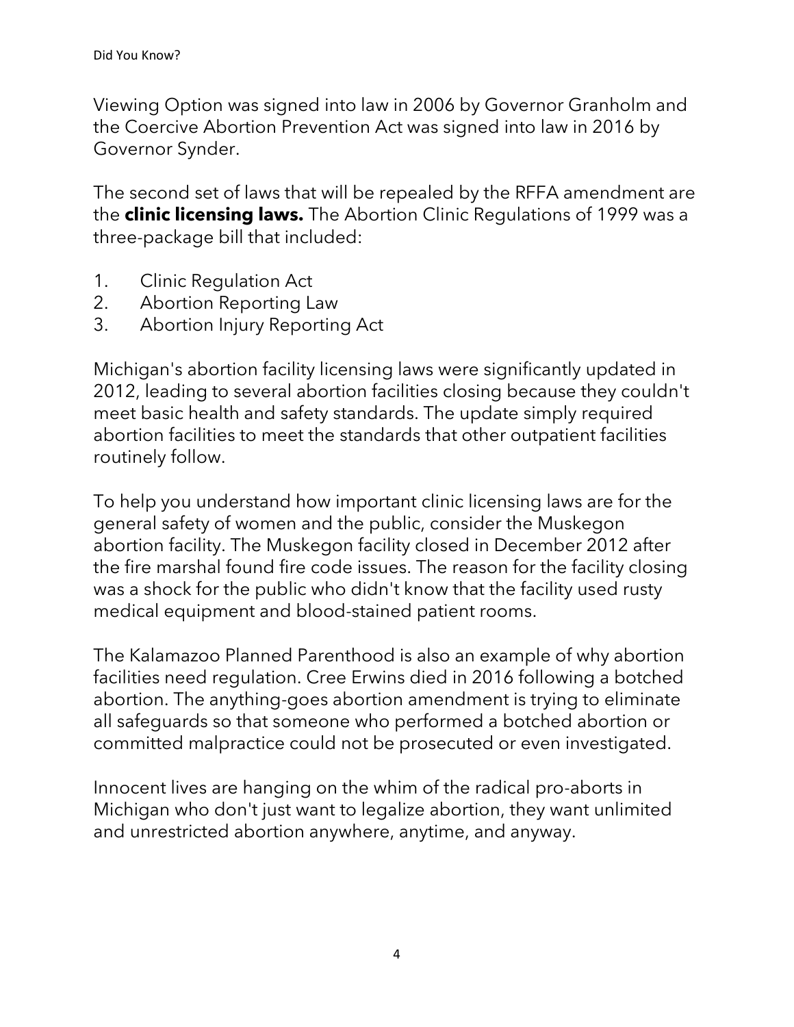Viewing Option was signed into law in 2006 by Governor Granholm and the Coercive Abortion Prevention Act was signed into law in 2016 by Governor Synder.

The second set of laws that will be repealed by the RFFA amendment are the **clinic licensing laws.** The Abortion Clinic Regulations of 1999 was a three-package bill that included:

1. Clinic Regulation Act
2. Abortion Reporting Law
3. Abortion Injury Reporting Act

Michigan's abortion facility licensing laws were significantly updated in 2012, leading to several abortion facilities closing because they couldn't meet basic health and safety standards. The update simply required abortion facilities to meet the standards that other outpatient facilities routinely follow.

To help you understand how important clinic licensing laws are for the general safety of women and the public, consider the Muskegon abortion facility. The Muskegon facility closed in December 2012 after the fire marshal found fire code issues. The reason for the facility closing was a shock for the public who didn't know that the facility used rusty medical equipment and blood-stained patient rooms.

The Kalamazoo Planned Parenthood is also an example of why abortion facilities need regulation. Cree Erwins died in 2016 following a botched abortion. The anything-goes abortion amendment is trying to eliminate all safeguards so that someone who performed a botched abortion or committed malpractice could not be prosecuted or even investigated.

Innocent lives are hanging on the whim of the radical pro-aborts in Michigan who don't just want to legalize abortion, they want unlimited and unrestricted abortion anywhere, anytime, and anyway.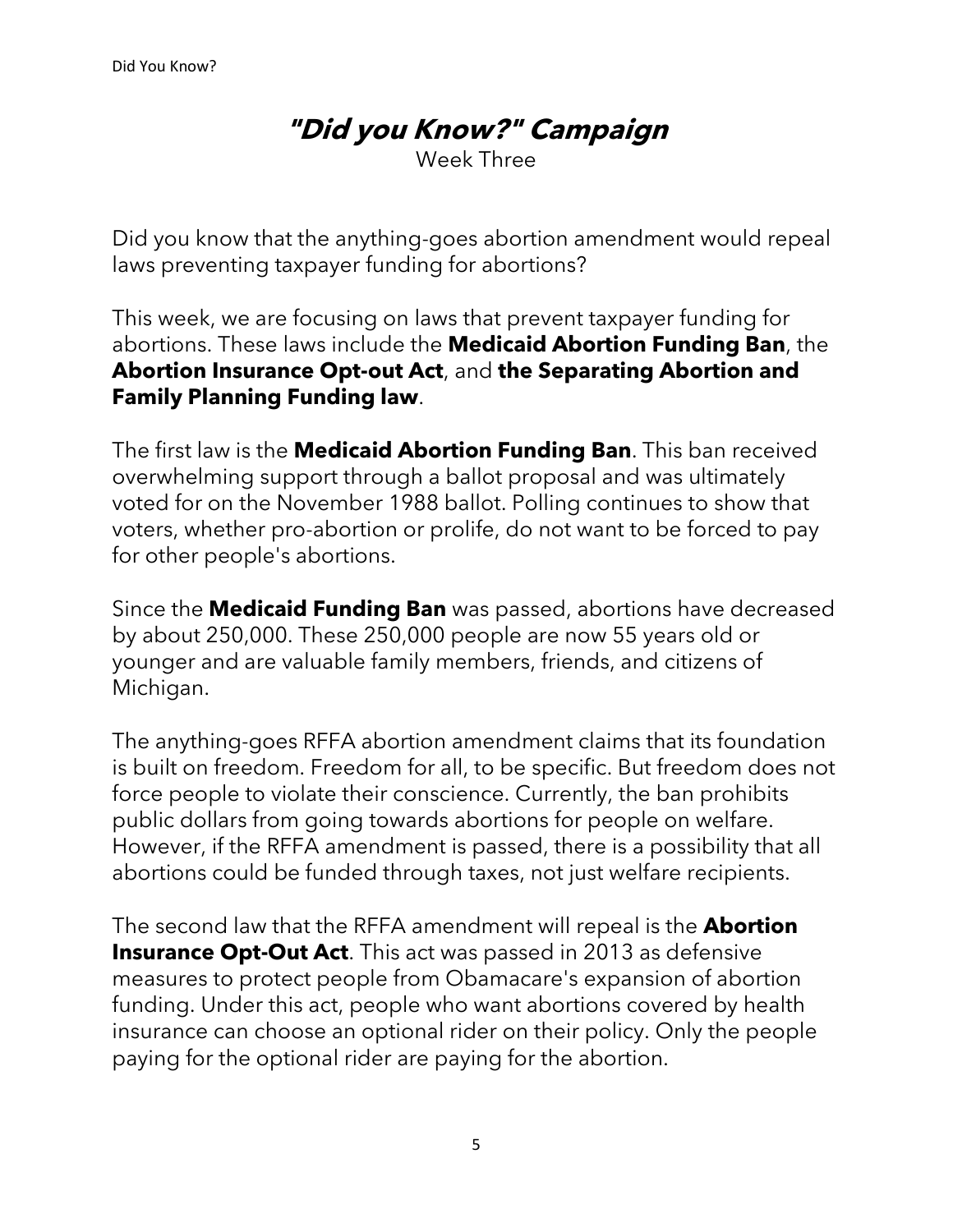# *"Did you Know?" Campaign*

Week Three

Did you know that the anything-goes abortion amendment would repeal laws preventing taxpayer funding for abortions?

This week, we are focusing on laws that prevent taxpayer funding for abortions. These laws include the **Medicaid Abortion Funding Ban**, the **Abortion Insurance Opt-out Act**, and **the Separating Abortion and Family Planning Funding law**.

The first law is the **Medicaid Abortion Funding Ban**. This ban received overwhelming support through a ballot proposal and was ultimately voted for on the November 1988 ballot. Polling continues to show that voters, whether pro-abortion or prolife, do not want to be forced to pay for other people's abortions.

Since the **Medicaid Funding Ban** was passed, abortions have decreased by about 250,000. These 250,000 people are now 55 years old or younger and are valuable family members, friends, and citizens of Michigan.

The anything-goes RFFA abortion amendment claims that its foundation is built on freedom. Freedom for all, to be specific. But freedom does not force people to violate their conscience. Currently, the ban prohibits public dollars from going towards abortions for people on welfare. However, if the RFFA amendment is passed, there is a possibility that all abortions could be funded through taxes, not just welfare recipients.

The second law that the RFFA amendment will repeal is the **Abortion Insurance Opt-Out Act**. This act was passed in 2013 as defensive measures to protect people from Obamacare's expansion of abortion funding. Under this act, people who want abortions covered by health insurance can choose an optional rider on their policy. Only the people paying for the optional rider are paying for the abortion.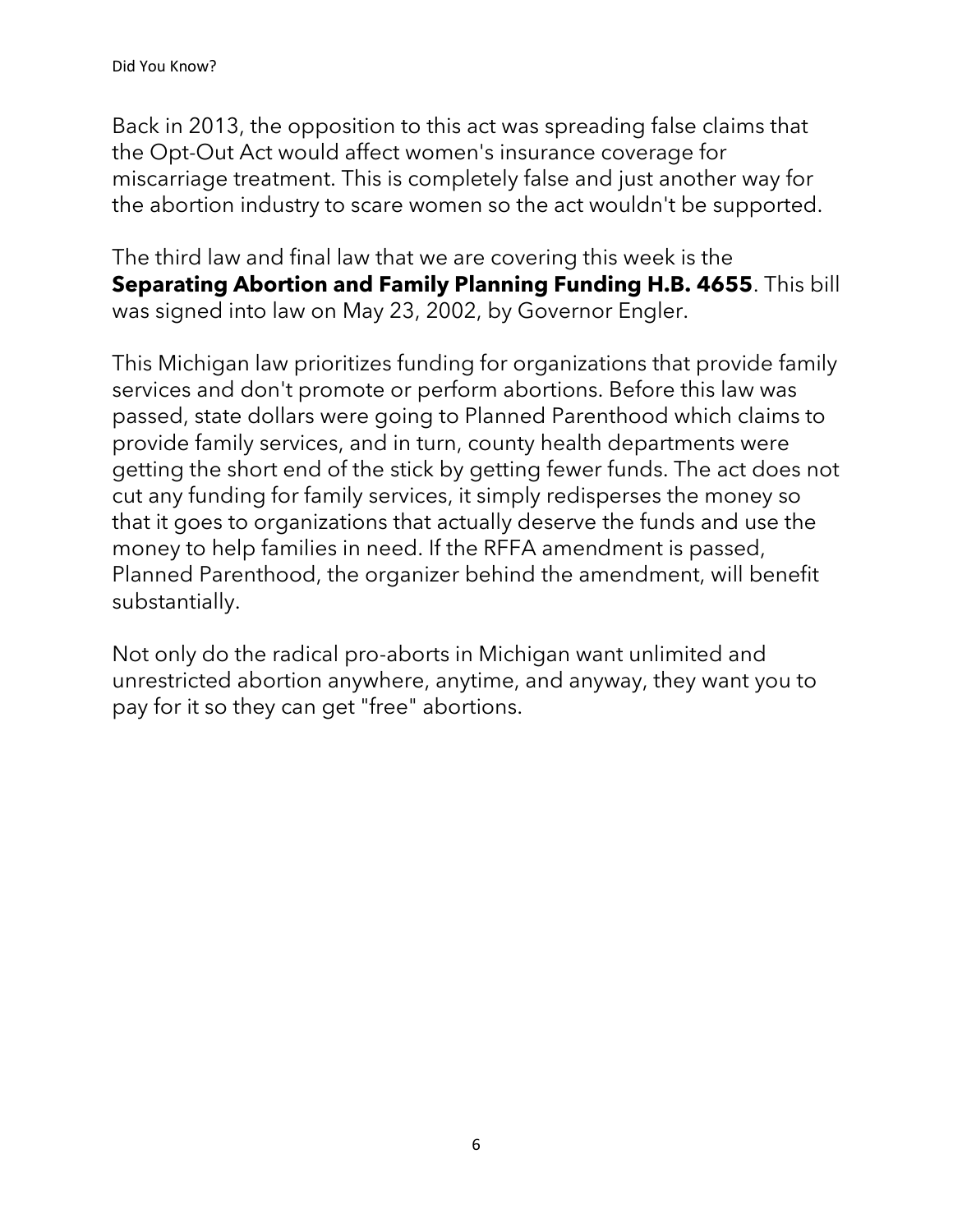Back in 2013, the opposition to this act was spreading false claims that the Opt-Out Act would affect women's insurance coverage for miscarriage treatment. This is completely false and just another way for the abortion industry to scare women so the act wouldn't be supported.

The third law and final law that we are covering this week is the **Separating Abortion and Family Planning Funding H.B. 4655**. This bill was signed into law on May 23, 2002, by Governor Engler.

This Michigan law prioritizes funding for organizations that provide family services and don't promote or perform abortions. Before this law was passed, state dollars were going to Planned Parenthood which claims to provide family services, and in turn, county health departments were getting the short end of the stick by getting fewer funds. The act does not cut any funding for family services, it simply redisperses the money so that it goes to organizations that actually deserve the funds and use the money to help families in need. If the RFFA amendment is passed, Planned Parenthood, the organizer behind the amendment, will benefit substantially.

Not only do the radical pro-aborts in Michigan want unlimited and unrestricted abortion anywhere, anytime, and anyway, they want you to pay for it so they can get "free" abortions.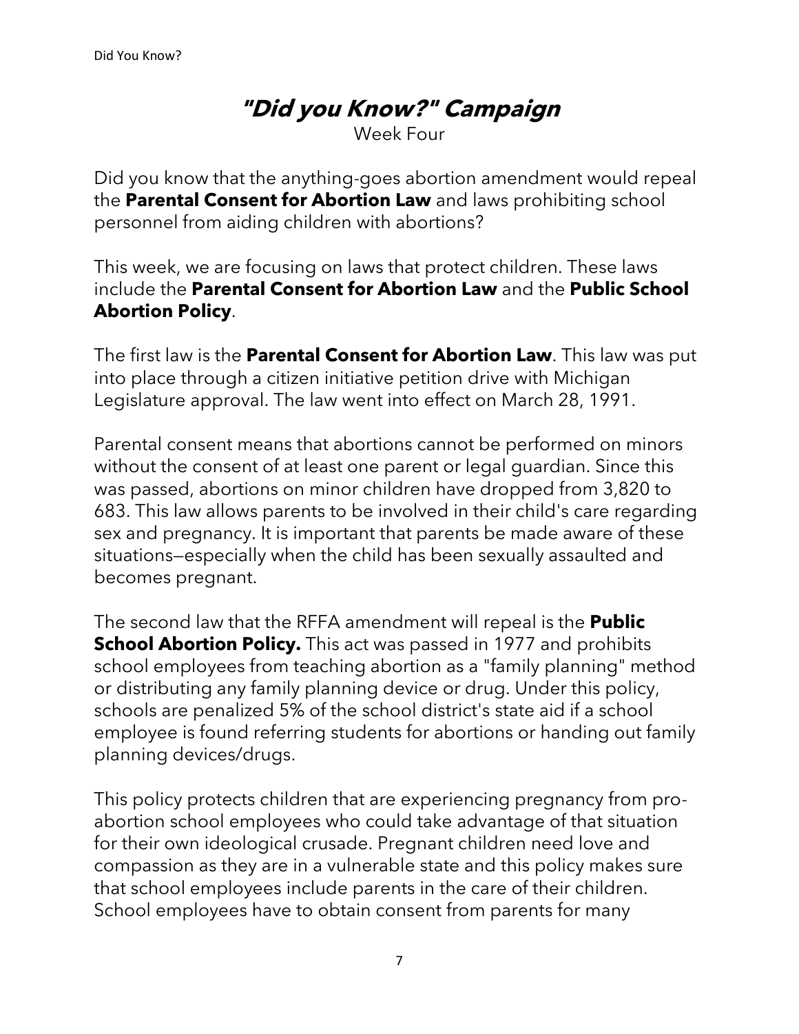# "Did you Know?" Campaign

Week Four

Did you know that the anything-goes abortion amendment would repeal the **Parental Consent for Abortion Law** and laws prohibiting school personnel from aiding children with abortions?

This week, we are focusing on laws that protect children. These laws include the **Parental Consent for Abortion Law** and the **Public School Abortion Policy**.

The first law is the **Parental Consent for Abortion Law**. This law was put into place through a citizen initiative petition drive with Michigan Legislature approval. The law went into effect on March 28, 1991.

Parental consent means that abortions cannot be performed on minors without the consent of at least one parent or legal guardian. Since this was passed, abortions on minor children have dropped from 3,820 to 683. This law allows parents to be involved in their child's care regarding sex and pregnancy. It is important that parents be made aware of these situations—especially when the child has been sexually assaulted and becomes pregnant.

The second law that the RFFA amendment will repeal is the **Public School Abortion Policy.** This act was passed in 1977 and prohibits school employees from teaching abortion as a "family planning" method or distributing any family planning device or drug. Under this policy, schools are penalized 5% of the school district's state aid if a school employee is found referring students for abortions or handing out family planning devices/drugs.

This policy protects children that are experiencing pregnancy from pro-abortion school employees who could take advantage of that situation for their own ideological crusade. Pregnant children need love and compassion as they are in a vulnerable state and this policy makes sure that school employees include parents in the care of their children. School employees have to obtain consent from parents for many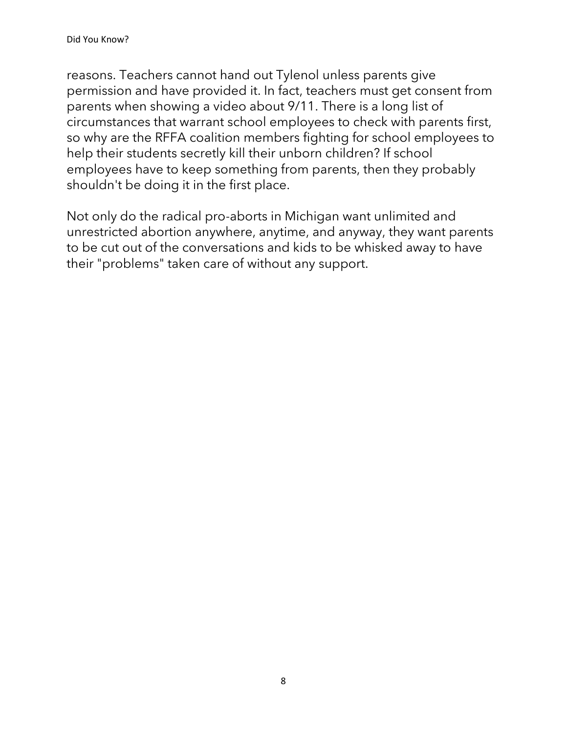reasons. Teachers cannot hand out Tylenol unless parents give permission and have provided it. In fact, teachers must get consent from parents when showing a video about 9/11. There is a long list of circumstances that warrant school employees to check with parents first, so why are the RFFA coalition members fighting for school employees to help their students secretly kill their unborn children? If school employees have to keep something from parents, then they probably shouldn't be doing it in the first place.

Not only do the radical pro-aborts in Michigan want unlimited and unrestricted abortion anywhere, anytime, and anyway, they want parents to be cut out of the conversations and kids to be whisked away to have their "problems" taken care of without any support.